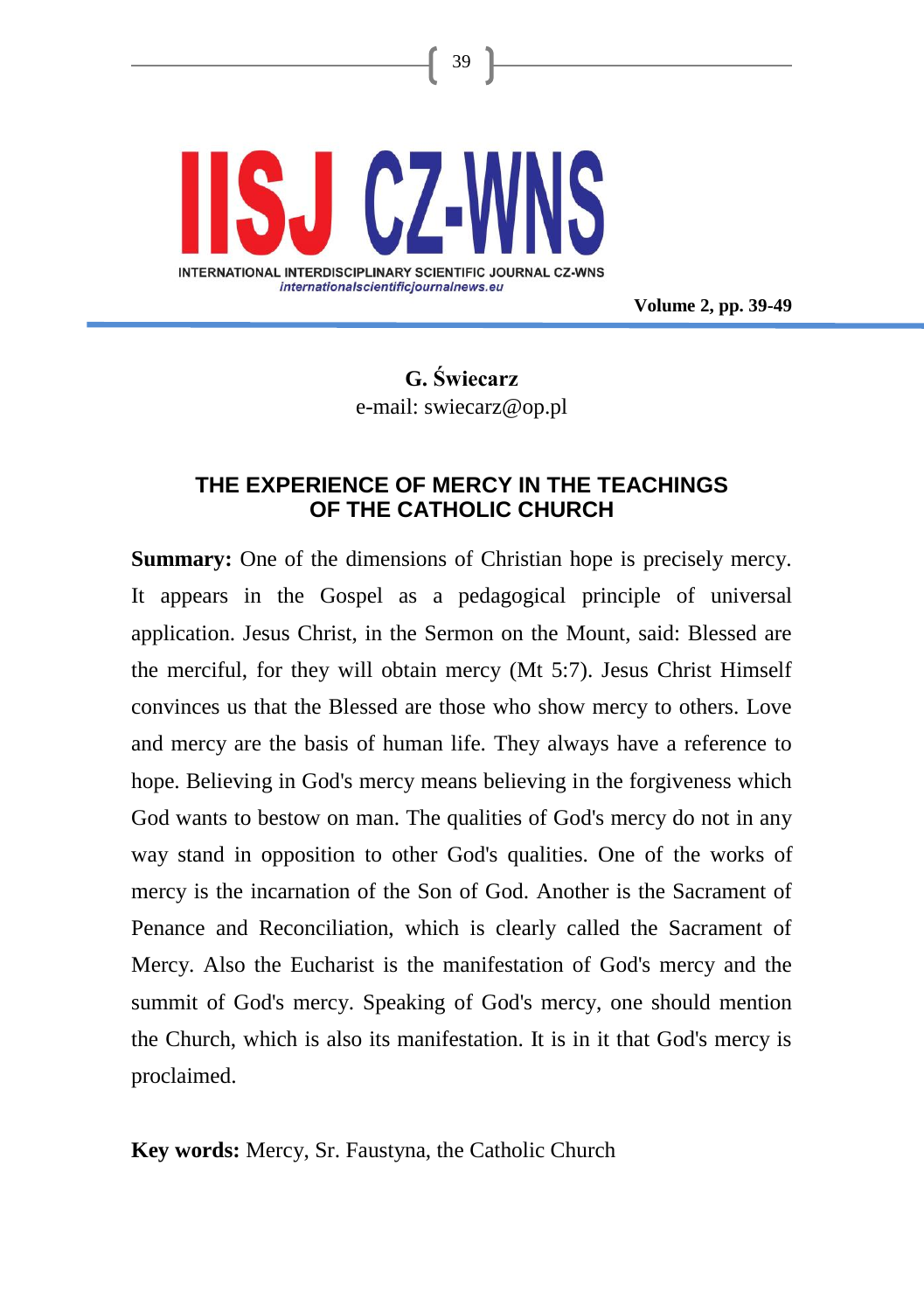G. **Świecarz**
e-mail: swiecarz@op.pl

# THE EXPERIENCE OF MERCY IN THE TEACHINGS OF THE CATHOLIC CHURCH

**Summary:** One of the dimensions of Christian hope is precisely mercy. It appears in the Gospel as a pedagogical principle of universal application. Jesus Christ, in the Sermon on the Mount, said: Blessed are the merciful, for they will obtain mercy (Mt 5:7). Jesus Christ Himself convinces us that the Blessed are those who show mercy to others. Love and mercy are the basis of human life. They always have a reference to hope. Believing in God's mercy means believing in the forgiveness which God wants to bestow on man. The qualities of God's mercy do not in any way stand in opposition to other God's qualities. One of the works of mercy is the incarnation of the Son of God. Another is the Sacrament of Penance and Reconciliation, which is clearly called the Sacrament of Mercy. Also the Eucharist is the manifestation of God's mercy and the summit of God's mercy. Speaking of God's mercy, one should mention the Church, which is also its manifestation. It is in it that God's mercy is proclaimed.

**Key words:** Mercy, Sr. Faustyna, the Catholic Church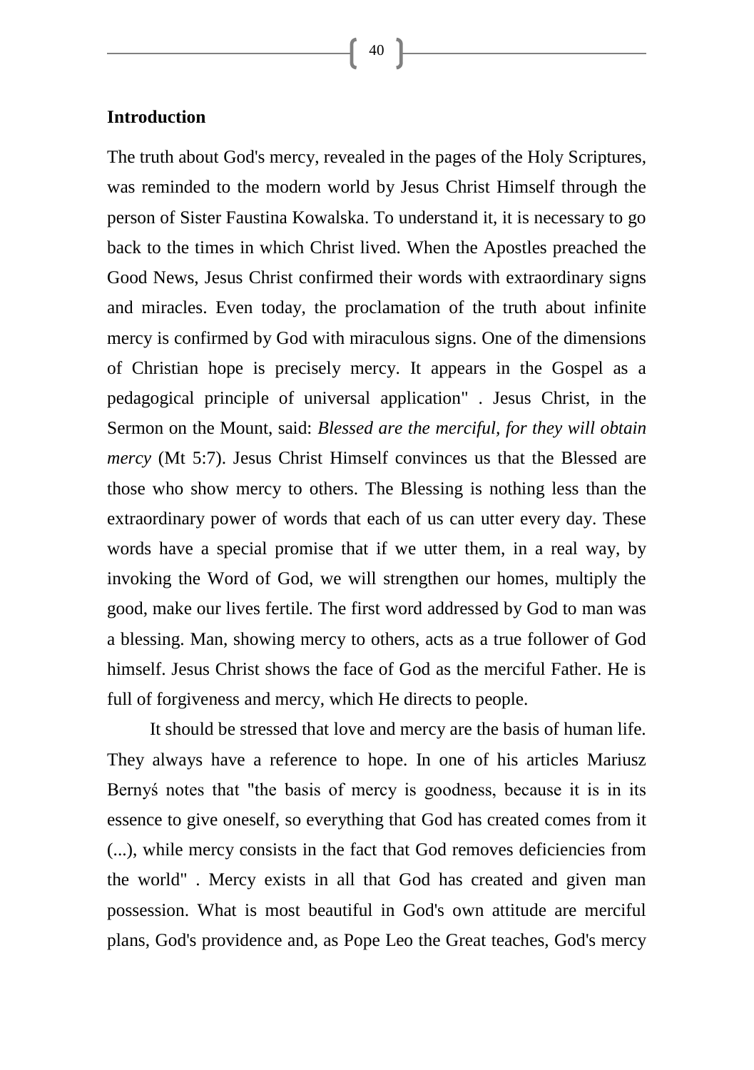## Introduction

The truth about God's mercy, revealed in the pages of the Holy Scriptures, was reminded to the modern world by Jesus Christ Himself through the person of Sister Faustina Kowalska. To understand it, it is necessary to go back to the times in which Christ lived. When the Apostles preached the Good News, Jesus Christ confirmed their words with extraordinary signs and miracles. Even today, the proclamation of the truth about infinite mercy is confirmed by God with miraculous signs. One of the dimensions of Christian hope is precisely mercy. It appears in the Gospel as a pedagogical principle of universal application" . Jesus Christ, in the Sermon on the Mount, said: *Blessed are the merciful, for they will obtain mercy* (Mt 5:7). Jesus Christ Himself convinces us that the Blessed are those who show mercy to others. The Blessing is nothing less than the extraordinary power of words that each of us can utter every day. These words have a special promise that if we utter them, in a real way, by invoking the Word of God, we will strengthen our homes, multiply the good, make our lives fertile. The first word addressed by God to man was a blessing. Man, showing mercy to others, acts as a true follower of God himself. Jesus Christ shows the face of God as the merciful Father. He is full of forgiveness and mercy, which He directs to people.

It should be stressed that love and mercy are the basis of human life. They always have a reference to hope. In one of his articles Mariusz Bernyś notes that "the basis of mercy is goodness, because it is in its essence to give oneself, so everything that God has created comes from it (...), while mercy consists in the fact that God removes deficiencies from the world" . Mercy exists in all that God has created and given man possession. What is most beautiful in God's own attitude are merciful plans, God's providence and, as Pope Leo the Great teaches, God's mercy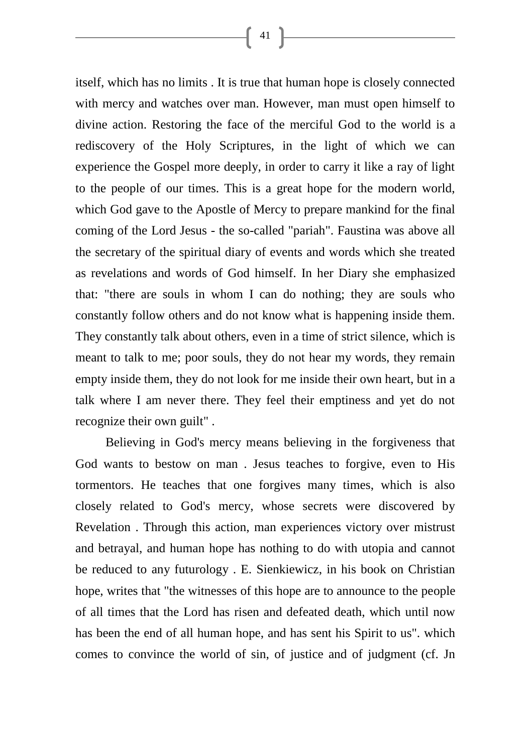itself, which has no limits . It is true that human hope is closely connected with mercy and watches over man. However, man must open himself to divine action. Restoring the face of the merciful God to the world is a rediscovery of the Holy Scriptures, in the light of which we can experience the Gospel more deeply, in order to carry it like a ray of light to the people of our times. This is a great hope for the modern world, which God gave to the Apostle of Mercy to prepare mankind for the final coming of the Lord Jesus - the so-called "pariah". Faustina was above all the secretary of the spiritual diary of events and words which she treated as revelations and words of God himself. In her Diary she emphasized that: "there are souls in whom I can do nothing; they are souls who constantly follow others and do not know what is happening inside them. They constantly talk about others, even in a time of strict silence, which is meant to talk to me; poor souls, they do not hear my words, they remain empty inside them, they do not look for me inside their own heart, but in a talk where I am never there. They feel their emptiness and yet do not recognize their own guilt" .

Believing in God's mercy means believing in the forgiveness that God wants to bestow on man . Jesus teaches to forgive, even to His tormentors. He teaches that one forgives many times, which is also closely related to God's mercy, whose secrets were discovered by Revelation . Through this action, man experiences victory over mistrust and betrayal, and human hope has nothing to do with utopia and cannot be reduced to any futurology . E. Sienkiewicz, in his book on Christian hope, writes that "the witnesses of this hope are to announce to the people of all times that the Lord has risen and defeated death, which until now has been the end of all human hope, and has sent his Spirit to us". which comes to convince the world of sin, of justice and of judgment (cf. Jn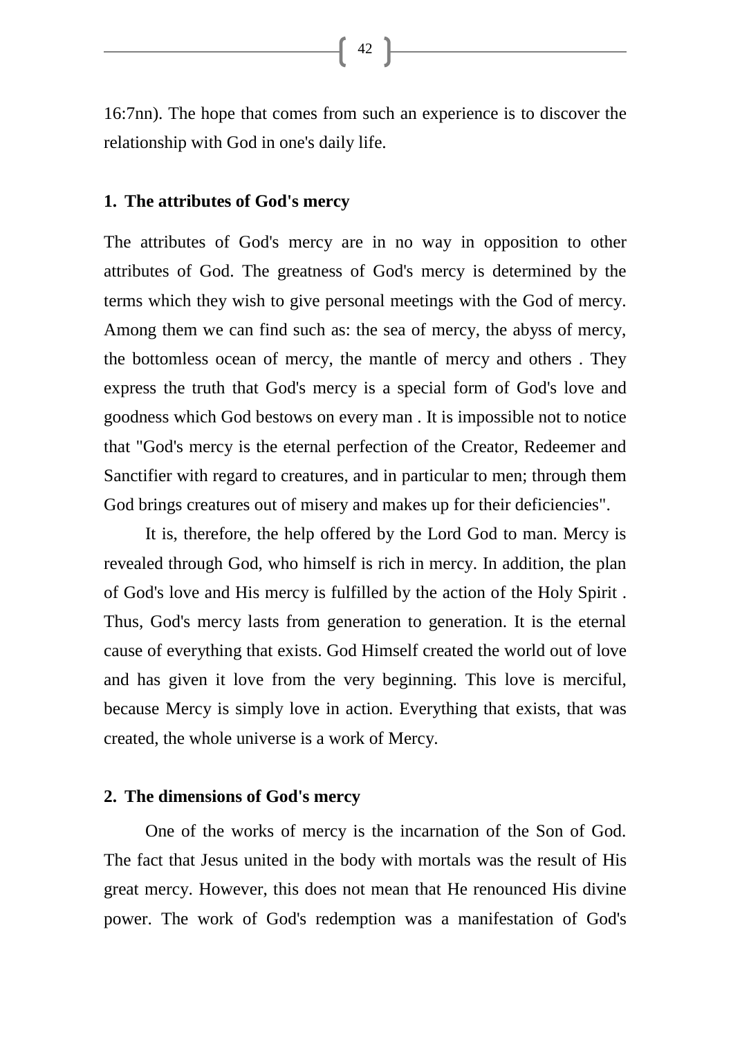16:7nn). The hope that comes from such an experience is to discover the relationship with God in one's daily life.

## 1. The attributes of God's mercy

The attributes of God's mercy are in no way in opposition to other attributes of God. The greatness of God's mercy is determined by the terms which they wish to give personal meetings with the God of mercy. Among them we can find such as: the sea of mercy, the abyss of mercy, the bottomless ocean of mercy, the mantle of mercy and others . They express the truth that God's mercy is a special form of God's love and goodness which God bestows on every man . It is impossible not to notice that "God's mercy is the eternal perfection of the Creator, Redeemer and Sanctifier with regard to creatures, and in particular to men; through them God brings creatures out of misery and makes up for their deficiencies".

It is, therefore, the help offered by the Lord God to man. Mercy is revealed through God, who himself is rich in mercy. In addition, the plan of God's love and His mercy is fulfilled by the action of the Holy Spirit . Thus, God's mercy lasts from generation to generation. It is the eternal cause of everything that exists. God Himself created the world out of love and has given it love from the very beginning. This love is merciful, because Mercy is simply love in action. Everything that exists, that was created, the whole universe is a work of Mercy.

## 2. The dimensions of God's mercy

One of the works of mercy is the incarnation of the Son of God. The fact that Jesus united in the body with mortals was the result of His great mercy. However, this does not mean that He renounced His divine power. The work of God's redemption was a manifestation of God's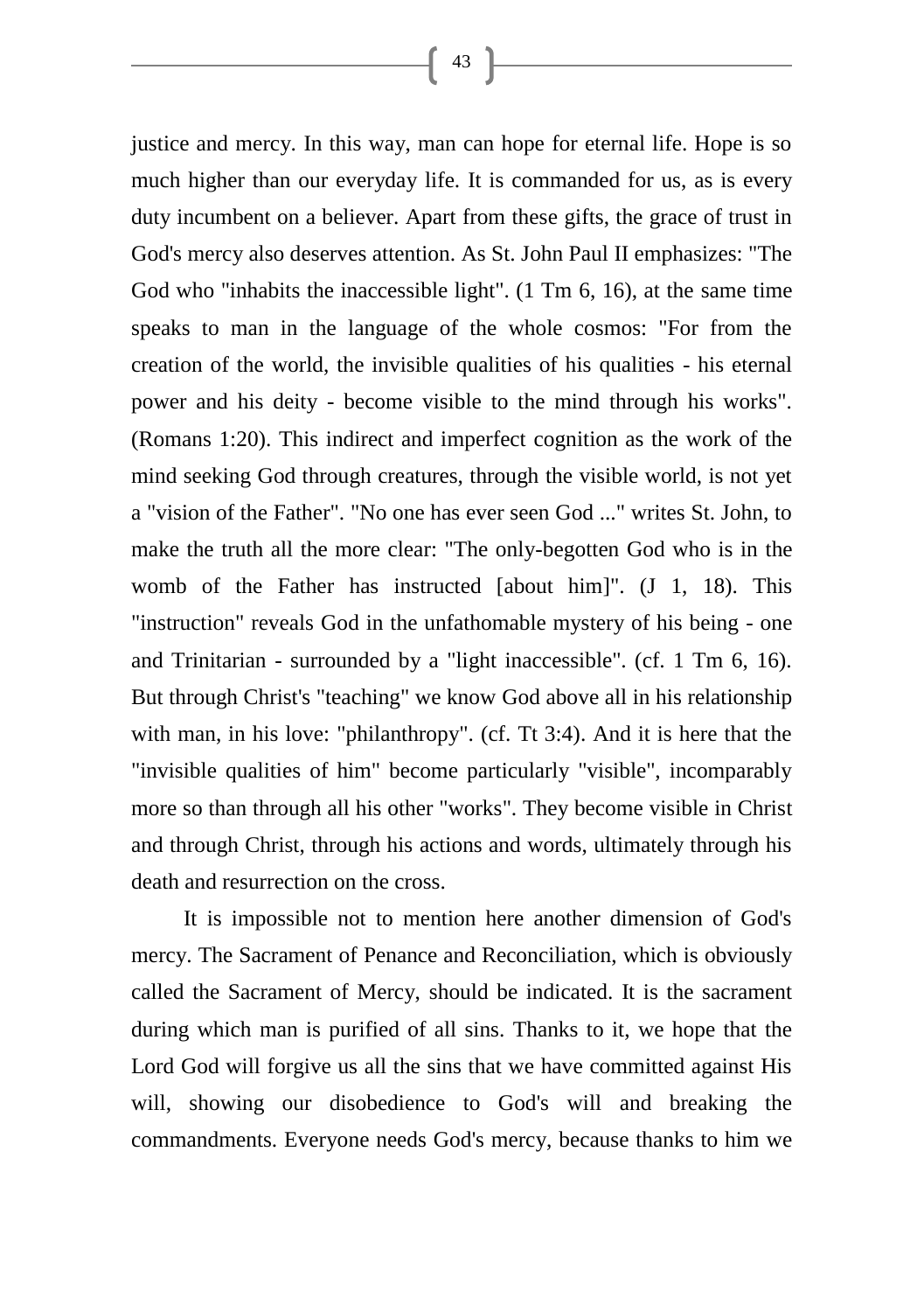justice and mercy. In this way, man can hope for eternal life. Hope is so much higher than our everyday life. It is commanded for us, as is every duty incumbent on a believer. Apart from these gifts, the grace of trust in God's mercy also deserves attention. As St. John Paul II emphasizes: "The God who "inhabits the inaccessible light". (1 Tm 6, 16), at the same time speaks to man in the language of the whole cosmos: "For from the creation of the world, the invisible qualities of his qualities - his eternal power and his deity - become visible to the mind through his works". (Romans 1:20). This indirect and imperfect cognition as the work of the mind seeking God through creatures, through the visible world, is not yet a "vision of the Father". "No one has ever seen God ..." writes St. John, to make the truth all the more clear: "The only-begotten God who is in the womb of the Father has instructed [about him]". (J 1, 18). This "instruction" reveals God in the unfathomable mystery of his being - one and Trinitarian - surrounded by a "light inaccessible". (cf. 1 Tm 6, 16). But through Christ's "teaching" we know God above all in his relationship with man, in his love: "philanthropy". (cf. Tt 3:4). And it is here that the "invisible qualities of him" become particularly "visible", incomparably more so than through all his other "works". They become visible in Christ and through Christ, through his actions and words, ultimately through his death and resurrection on the cross.

It is impossible not to mention here another dimension of God's mercy. The Sacrament of Penance and Reconciliation, which is obviously called the Sacrament of Mercy, should be indicated. It is the sacrament during which man is purified of all sins. Thanks to it, we hope that the Lord God will forgive us all the sins that we have committed against His will, showing our disobedience to God's will and breaking the commandments. Everyone needs God's mercy, because thanks to him we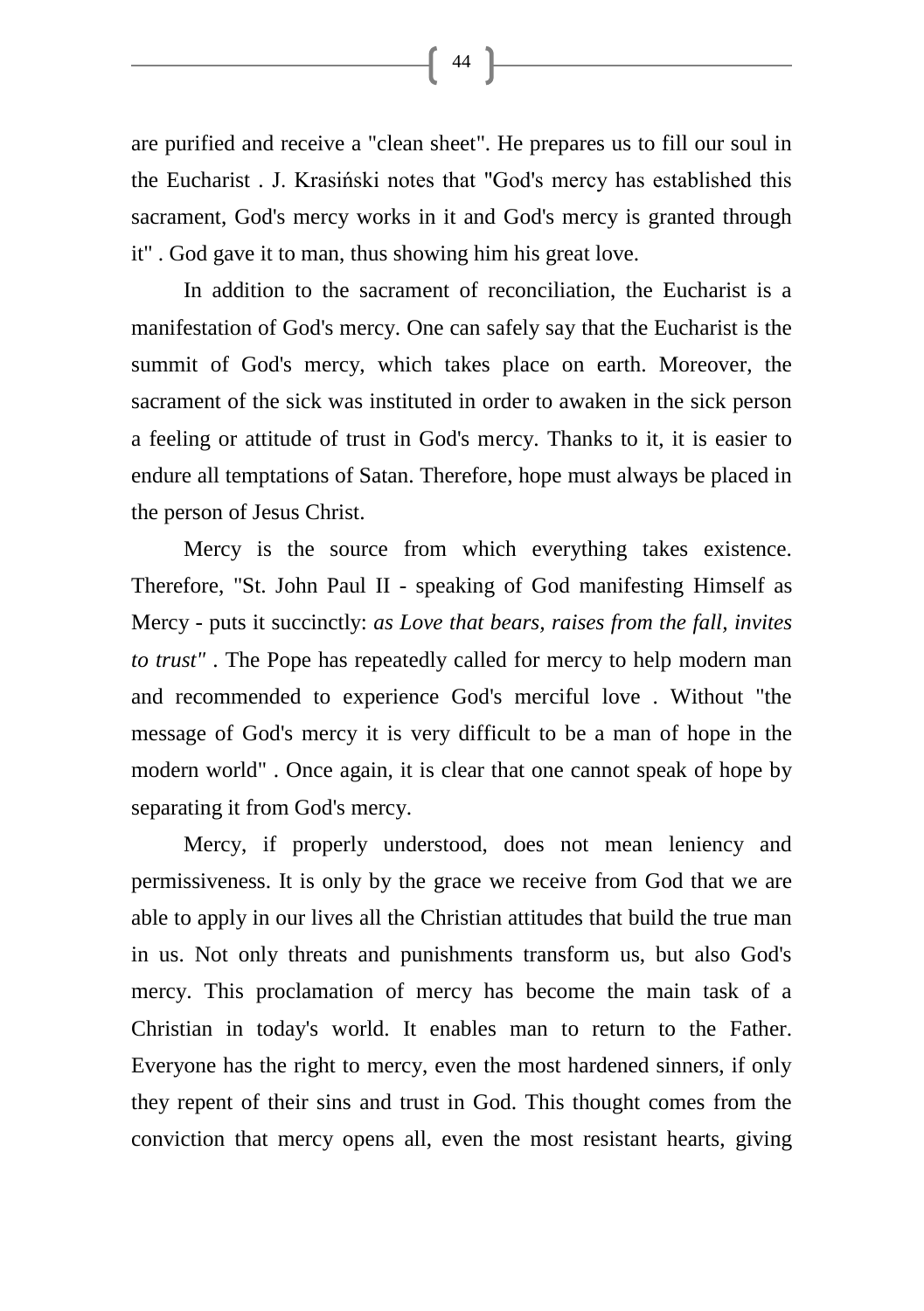are purified and receive a "clean sheet". He prepares us to fill our soul in the Eucharist . J. Krasiński notes that "God's mercy has established this sacrament, God's mercy works in it and God's mercy is granted through it" . God gave it to man, thus showing him his great love.

In addition to the sacrament of reconciliation, the Eucharist is a manifestation of God's mercy. One can safely say that the Eucharist is the summit of God's mercy, which takes place on earth. Moreover, the sacrament of the sick was instituted in order to awaken in the sick person a feeling or attitude of trust in God's mercy. Thanks to it, it is easier to endure all temptations of Satan. Therefore, hope must always be placed in the person of Jesus Christ.

Mercy is the source from which everything takes existence. Therefore, "St. John Paul II - speaking of God manifesting Himself as Mercy - puts it succinctly: *as Love that bears, raises from the fall, invites to trust"* . The Pope has repeatedly called for mercy to help modern man and recommended to experience God's merciful love . Without "the message of God's mercy it is very difficult to be a man of hope in the modern world" . Once again, it is clear that one cannot speak of hope by separating it from God's mercy.

Mercy, if properly understood, does not mean leniency and permissiveness. It is only by the grace we receive from God that we are able to apply in our lives all the Christian attitudes that build the true man in us. Not only threats and punishments transform us, but also God's mercy. This proclamation of mercy has become the main task of a Christian in today's world. It enables man to return to the Father. Everyone has the right to mercy, even the most hardened sinners, if only they repent of their sins and trust in God. This thought comes from the conviction that mercy opens all, even the most resistant hearts, giving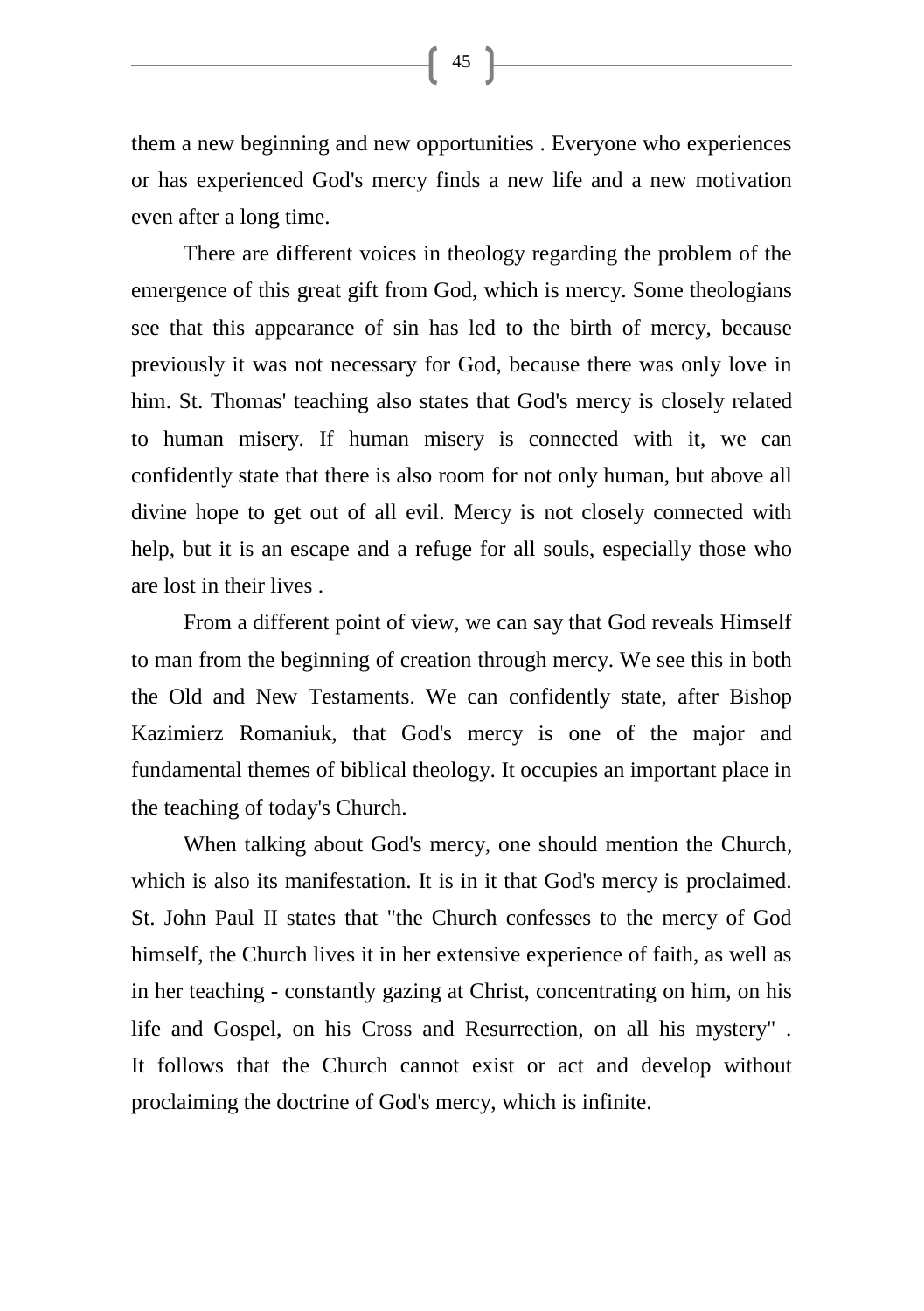them a new beginning and new opportunities . Everyone who experiences or has experienced God's mercy finds a new life and a new motivation even after a long time.

There are different voices in theology regarding the problem of the emergence of this great gift from God, which is mercy. Some theologians see that this appearance of sin has led to the birth of mercy, because previously it was not necessary for God, because there was only love in him. St. Thomas' teaching also states that God's mercy is closely related to human misery. If human misery is connected with it, we can confidently state that there is also room for not only human, but above all divine hope to get out of all evil. Mercy is not closely connected with help, but it is an escape and a refuge for all souls, especially those who are lost in their lives .

From a different point of view, we can say that God reveals Himself to man from the beginning of creation through mercy. We see this in both the Old and New Testaments. We can confidently state, after Bishop Kazimierz Romaniuk, that God's mercy is one of the major and fundamental themes of biblical theology. It occupies an important place in the teaching of today's Church.

When talking about God's mercy, one should mention the Church, which is also its manifestation. It is in it that God's mercy is proclaimed. St. John Paul II states that "the Church confesses to the mercy of God himself, the Church lives it in her extensive experience of faith, as well as in her teaching - constantly gazing at Christ, concentrating on him, on his life and Gospel, on his Cross and Resurrection, on all his mystery" . It follows that the Church cannot exist or act and develop without proclaiming the doctrine of God's mercy, which is infinite.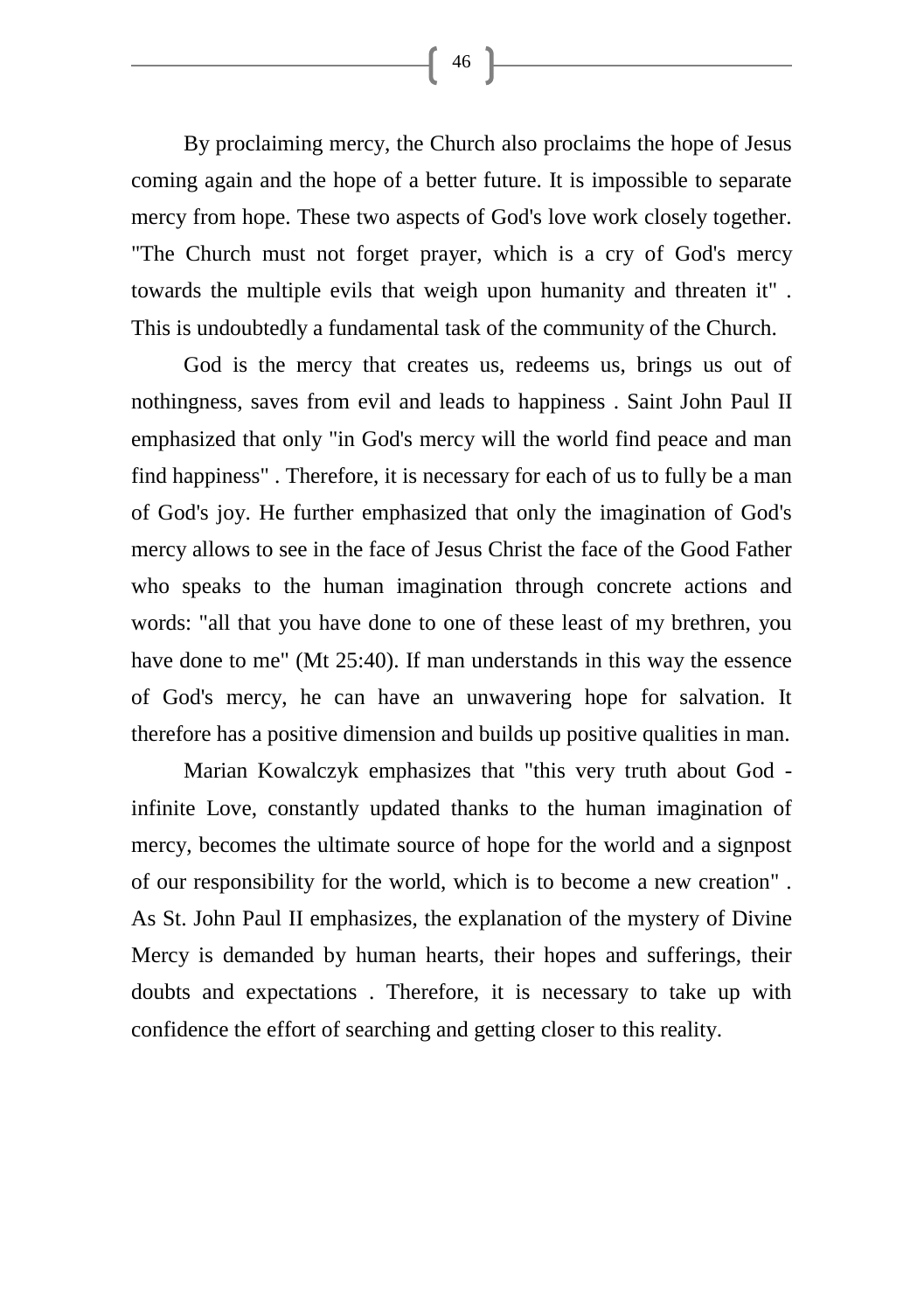By proclaiming mercy, the Church also proclaims the hope of Jesus coming again and the hope of a better future. It is impossible to separate mercy from hope. These two aspects of God's love work closely together. "The Church must not forget prayer, which is a cry of God's mercy towards the multiple evils that weigh upon humanity and threaten it" . This is undoubtedly a fundamental task of the community of the Church.

God is the mercy that creates us, redeems us, brings us out of nothingness, saves from evil and leads to happiness . Saint John Paul II emphasized that only "in God's mercy will the world find peace and man find happiness" . Therefore, it is necessary for each of us to fully be a man of God's joy. He further emphasized that only the imagination of God's mercy allows to see in the face of Jesus Christ the face of the Good Father who speaks to the human imagination through concrete actions and words: "all that you have done to one of these least of my brethren, you have done to me" (Mt 25:40). If man understands in this way the essence of God's mercy, he can have an unwavering hope for salvation. It therefore has a positive dimension and builds up positive qualities in man.

Marian Kowalczyk emphasizes that "this very truth about God - infinite Love, constantly updated thanks to the human imagination of mercy, becomes the ultimate source of hope for the world and a signpost of our responsibility for the world, which is to become a new creation" . As St. John Paul II emphasizes, the explanation of the mystery of Divine Mercy is demanded by human hearts, their hopes and sufferings, their doubts and expectations . Therefore, it is necessary to take up with confidence the effort of searching and getting closer to this reality.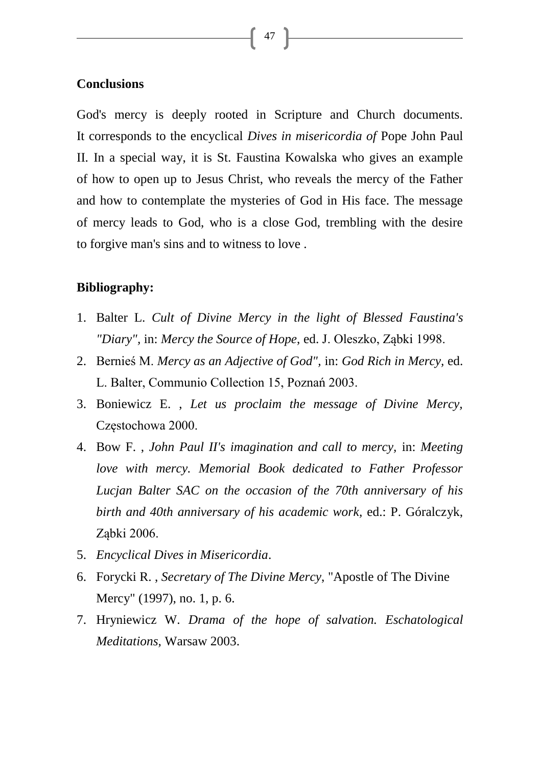**Conclusions**

God's mercy is deeply rooted in Scripture and Church documents. It corresponds to the encyclical *Dives in misericordia of* Pope John Paul II. In a special way, it is St. Faustina Kowalska who gives an example of how to open up to Jesus Christ, who reveals the mercy of the Father and how to contemplate the mysteries of God in His face. The message of mercy leads to God, who is a close God, trembling with the desire to forgive man's sins and to witness to love .

**Bibliography:**

1. Balter L. *Cult of Divine Mercy in the light of Blessed Faustina's "Diary",* in: *Mercy the Source of Hope*, ed. J. Oleszko, Ząbki 1998.
2. Bernieś M. *Mercy as an Adjective of God",* in: *God Rich in Mercy,* ed. L. Balter, Communio Collection 15, Poznań 2003.
3. Boniewicz E. , *Let us proclaim the message of Divine Mercy,* Częstochowa 2000.
4. Bow F. , *John Paul II's imagination and call to mercy,* in: *Meeting love with mercy. Memorial Book dedicated to Father Professor Lucjan Balter SAC on the occasion of the 70th anniversary of his birth and 40th anniversary of his academic work,* ed.: P. Góralczyk, Ząbki 2006.
5. *Encyclical Dives in Misericordia*.
6. Forycki R. , *Secretary of The Divine Mercy*, "Apostle of The Divine Mercy" (1997), no. 1, p. 6.
7. Hryniewicz W. *Drama of the hope of salvation. Eschatological Meditations,* Warsaw 2003.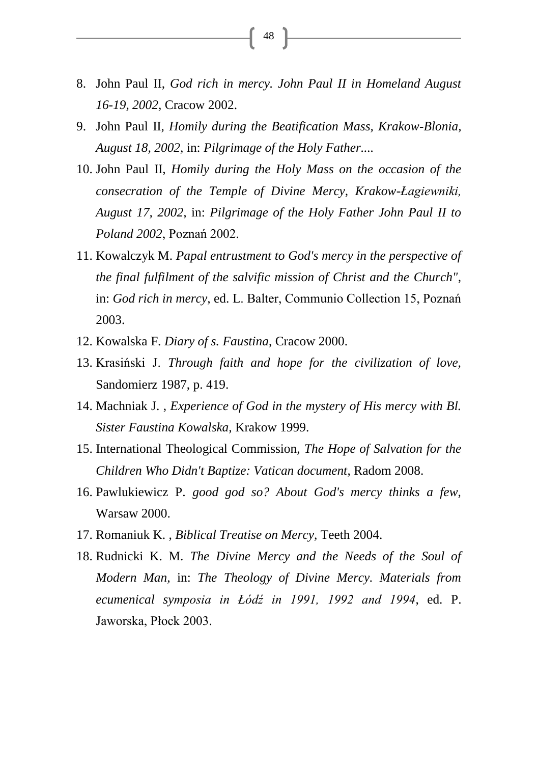8. John Paul II, *God rich in mercy. John Paul II in Homeland August 16-19, 2002*, Cracow 2002.
9. John Paul II, *Homily during the Beatification Mass, Krakow-Blonia, August 18, 2002*, in: *Pilgrimage of the Holy Father....*
10. John Paul II, *Homily during the Holy Mass on the occasion of the consecration of the Temple of Divine Mercy, Krakow-Łagiewniki, August 17, 2002*, in: *Pilgrimage of the Holy Father John Paul II to Poland 2002*, Poznań 2002.
11. Kowalczyk M. *Papal entrustment to God's mercy in the perspective of the final fulfilment of the salvific mission of Christ and the Church",* in: *God rich in mercy*, ed. L. Balter, Communio Collection 15, Poznań 2003.
12. Kowalska F. *Diary of s. Faustina*, Cracow 2000.
13. Krasiński J. *Through faith and hope for the civilization of love,* Sandomierz 1987, p. 419.
14. Machniak J. , *Experience of God in the mystery of His mercy with Bl. Sister Faustina Kowalska,* Krakow 1999.
15. International Theological Commission, *The Hope of Salvation for the Children Who Didn't Baptize: Vatican document*, Radom 2008.
16. Pawlukiewicz P. *good god so? About God's mercy thinks a few,* Warsaw 2000.
17. Romaniuk K. , *Biblical Treatise on Mercy,* Teeth 2004.
18. Rudnicki K. M. *The Divine Mercy and the Needs of the Soul of Modern Man,* in: *The Theology of Divine Mercy. Materials from ecumenical symposia in Łódź in 1991, 1992 and 1994*, ed. P. Jaworska, Płock 2003.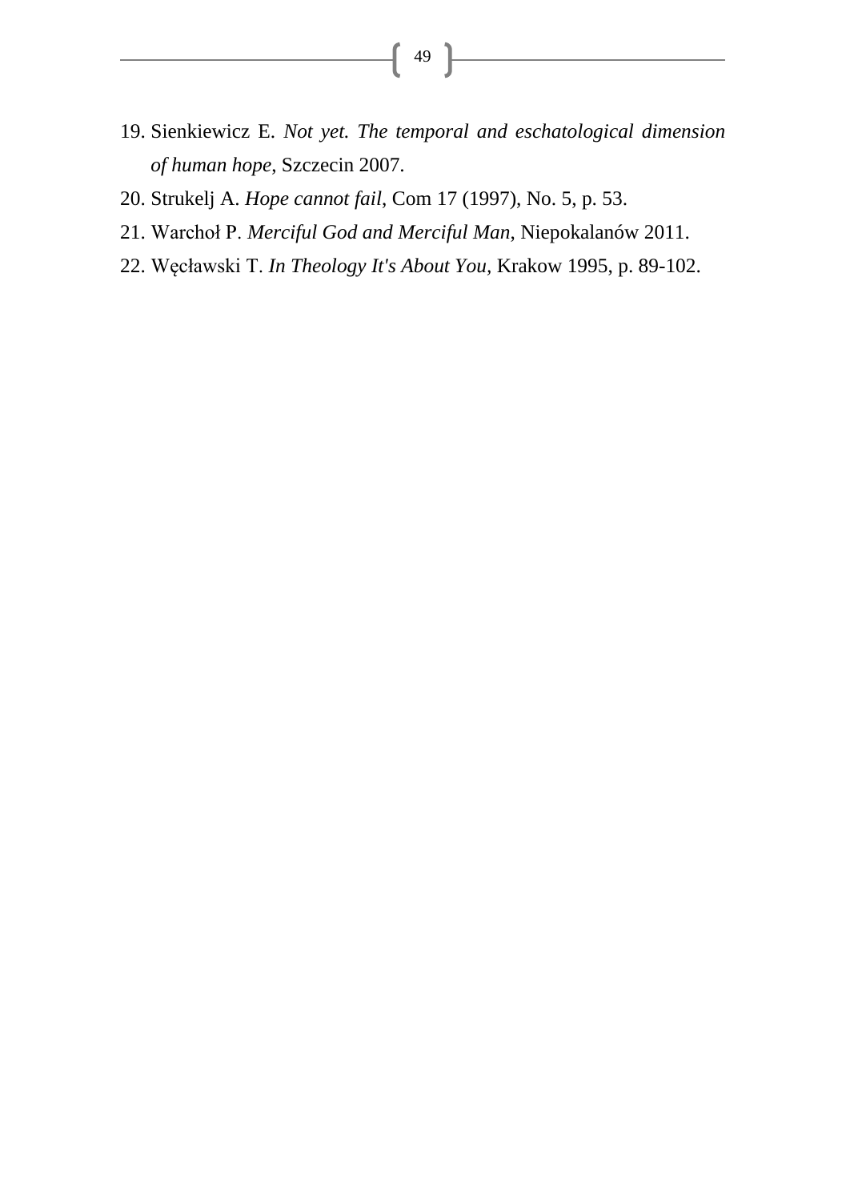19. Sienkiewicz E. *Not yet. The temporal and eschatological dimension of human hope*, Szczecin 2007.
20. Strukelj A. *Hope cannot fail*, Com 17 (1997), No. 5, p. 53.
21. Warchoł P. *Merciful God and Merciful Man,* Niepokalanów 2011.
22. Węcławski T. *In Theology It's About You,* Krakow 1995, p. 89-102.